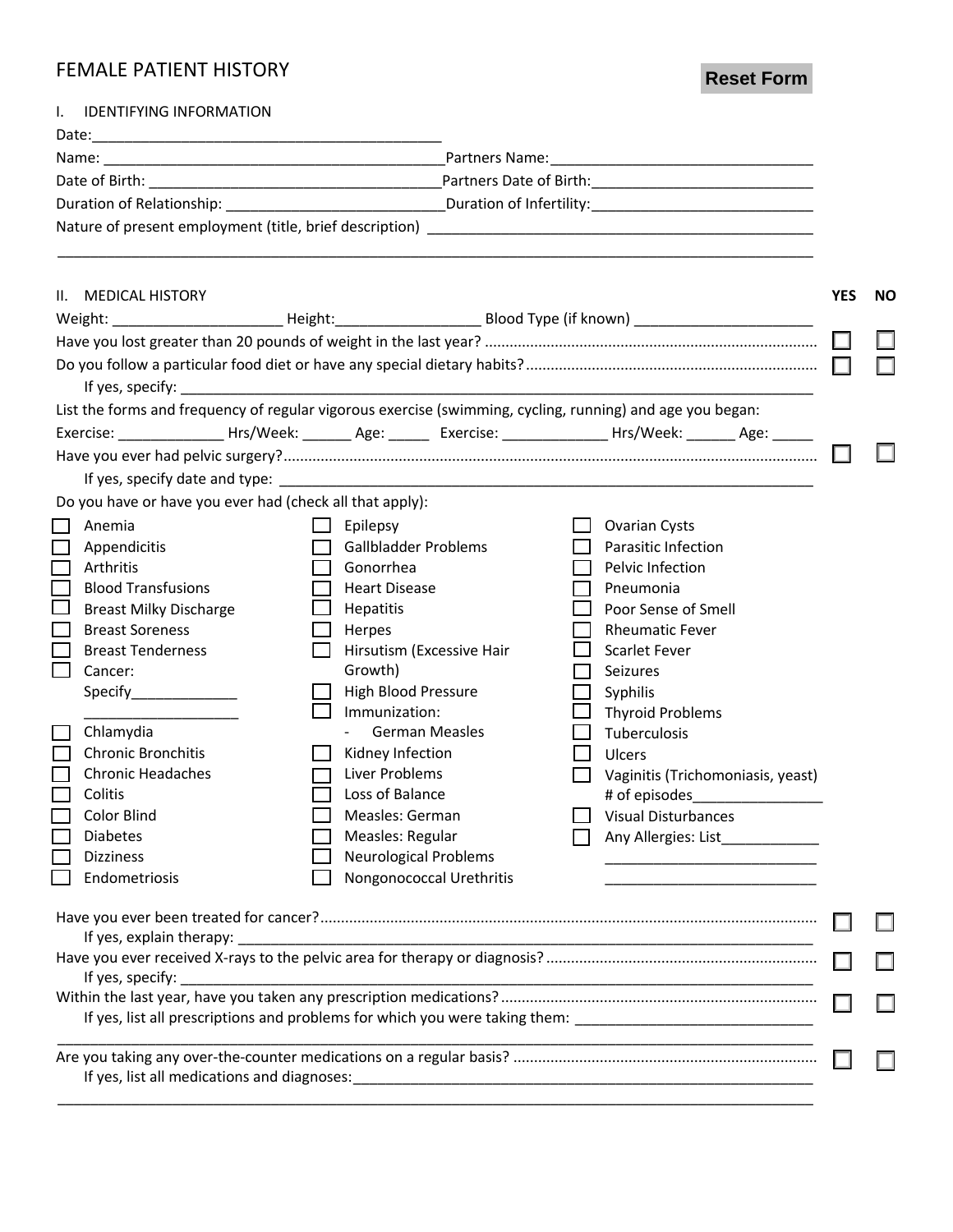# FEMALE PATIENT HISTORY

Reset Form

## I. IDENTIFYING INFORMATION

Date:\_\_\_\_\_\_\_\_\_\_\_\_\_\_\_\_\_\_\_\_\_\_\_\_\_\_\_\_\_\_\_\_\_\_\_\_\_\_\_\_\_\_

Name: \_\_\_\_\_\_\_\_\_\_\_\_\_\_\_\_\_\_\_\_\_\_\_\_\_\_\_\_\_\_\_\_\_\_\_\_\_\_\_\_\_\_ Partners Name:\_\_\_\_\_\_\_\_\_\_\_\_\_\_\_\_\_\_\_\_\_\_\_\_\_\_\_\_\_\_\_

Date of Birth: \_\_\_\_\_\_\_\_\_\_\_\_\_\_\_\_\_\_\_\_\_\_\_\_\_\_\_\_\_\_\_\_\_\_\_\_\_\_ Partners Date of Birth:\_\_\_\_\_\_\_\_\_\_\_\_\_\_\_\_\_\_\_\_\_\_\_\_\_\_\_

Duration of Relationship: \_\_\_\_\_\_\_\_\_\_\_\_\_\_\_\_\_\_\_\_\_\_\_\_\_\_\_ Duration of Infertility:\_\_\_\_\_\_\_\_\_\_\_\_\_\_\_\_\_\_\_\_\_\_\_\_\_\_\_

Nature of present employment (title, brief description) \_\_\_\_\_\_\_\_\_\_\_\_\_\_\_\_\_\_\_\_\_\_\_\_\_\_\_\_\_\_\_\_\_\_\_\_\_\_\_\_\_\_\_\_\_\_

\_\_\_\_\_\_\_\_\_\_\_\_\_\_\_\_\_\_\_\_\_\_\_\_\_\_\_\_\_\_\_\_\_\_\_\_\_\_\_\_\_\_\_\_\_\_\_\_\_\_\_\_\_\_\_\_\_\_\_\_\_\_\_\_\_\_\_\_\_\_\_\_\_\_\_\_\_\_\_\_\_\_\_\_\_\_\_\_\_\_\_\_

## II. MEDICAL HISTORY

| | YES | NO |
|---|---|---|
| Weight: \_\_\_\_\_\_\_\_\_\_\_\_\_\_\_\_\_\_\_\_\_ Height:\_\_\_\_\_\_\_\_\_\_\_\_\_\_\_\_\_\_ Blood Type (if known) \_\_\_\_\_\_\_\_\_\_\_\_\_\_\_\_\_\_\_\_\_\_\_ | | |
| Have you lost greater than 20 pounds of weight in the last year? | ☐ | ☐ |
| Do you follow a particular food diet or have any special dietary habits? | ☐ | ☐ |
| If yes, specify: \_\_\_\_\_\_\_\_\_\_\_\_\_\_\_\_\_\_\_\_\_\_\_\_\_\_\_\_\_\_\_\_\_\_\_\_\_\_\_\_\_\_\_\_\_\_\_\_\_\_\_\_\_\_\_\_\_\_\_\_\_\_\_\_\_\_\_\_\_\_\_\_\_\_\_\_\_\_\_\_ | | |

List the forms and frequency of regular vigorous exercise (swimming, cycling, running) and age you began:

Exercise: \_\_\_\_\_\_\_\_\_\_\_\_\_ Hrs/Week: \_\_\_\_\_\_ Age: \_\_\_\_\_ Exercise: \_\_\_\_\_\_\_\_\_\_\_\_\_ Hrs/Week: \_\_\_\_\_\_ Age: \_\_\_\_\_

| | YES | NO |
|---|---|---|
| Have you ever had pelvic surgery? | ☐ | ☐ |
| If yes, specify date and type: \_\_\_\_\_\_\_\_\_\_\_\_\_\_\_\_\_\_\_\_\_\_\_\_\_\_\_\_\_\_\_\_\_\_\_\_\_\_\_\_\_\_\_\_\_\_\_\_\_\_\_\_\_\_\_\_\_\_\_\_\_\_\_\_\_\_\_\_ | | |

Do you have or have you ever had (check all that apply):

- ☐ Anemia
- ☐ Appendicitis
- ☐ Arthritis
- ☐ Blood Transfusions
- ☐ Breast Milky Discharge
- ☐ Breast Soreness
- ☐ Breast Tenderness
- ☐ Cancer: Specify\_\_\_\_\_\_\_\_\_\_\_\_\_ \_\_\_\_\_\_\_\_\_\_\_\_\_\_\_\_\_\_\_
- ☐ Chlamydia
- ☐ Chronic Bronchitis
- ☐ Chronic Headaches
- ☐ Colitis
- ☐ Color Blind
- ☐ Diabetes
- ☐ Dizziness
- ☐ Endometriosis
- ☐ Epilepsy
- ☐ Gallbladder Problems
- ☐ Gonorrhea
- ☐ Heart Disease
- ☐ Hepatitis
- ☐ Herpes
- ☐ Hirsutism (Excessive Hair Growth)
- ☐ High Blood Pressure
- ☐ Immunization:
  - German Measles
- ☐ Kidney Infection
- ☐ Liver Problems
- ☐ Loss of Balance
- ☐ Measles: German
- ☐ Measles: Regular
- ☐ Neurological Problems
- ☐ Nongonococcal Urethritis
- ☐ Ovarian Cysts
- ☐ Parasitic Infection
- ☐ Pelvic Infection
- ☐ Pneumonia
- ☐ Poor Sense of Smell
- ☐ Rheumatic Fever
- ☐ Scarlet Fever
- ☐ Seizures
- ☐ Syphilis
- ☐ Thyroid Problems
- ☐ Tuberculosis
- ☐ Ulcers
- ☐ Vaginitis (Trichomoniasis, yeast) # of episodes\_\_\_\_\_\_\_\_\_\_\_\_\_\_\_\_
- ☐ Visual Disturbances
- ☐ Any Allergies: List\_\_\_\_\_\_\_\_\_\_\_\_ \_\_\_\_\_\_\_\_\_\_\_\_\_\_\_\_\_\_\_\_\_\_\_\_\_\_ \_\_\_\_\_\_\_\_\_\_\_\_\_\_\_\_\_\_\_\_\_\_\_\_\_\_

| | YES | NO |
|---|---|---|
| Have you ever been treated for cancer? | ☐ | ☐ |
| If yes, explain therapy: \_\_\_\_\_\_\_\_\_\_\_\_\_\_\_\_\_\_\_\_\_\_\_\_\_\_\_\_\_\_\_\_\_\_\_\_\_\_\_\_\_\_\_\_\_\_\_\_\_\_\_\_\_\_\_\_\_\_\_\_\_\_\_\_\_\_\_\_\_\_\_\_ | | |
| Have you ever received X-rays to the pelvic area for therapy or diagnosis? | ☐ | ☐ |
| If yes, specify: \_\_\_\_\_\_\_\_\_\_\_\_\_\_\_\_\_\_\_\_\_\_\_\_\_\_\_\_\_\_\_\_\_\_\_\_\_\_\_\_\_\_\_\_\_\_\_\_\_\_\_\_\_\_\_\_\_\_\_\_\_\_\_\_\_\_\_\_\_\_\_\_\_\_\_\_\_\_\_\_ | | |
| Within the last year, have you taken any prescription medications? | ☐ | ☐ |
| If yes, list all prescriptions and problems for which you were taking them: \_\_\_\_\_\_\_\_\_\_\_\_\_\_\_\_\_\_\_\_\_\_\_\_\_\_\_\_\_\_ | | |
| Are you taking any over-the-counter medications on a regular basis? | ☐ | ☐ |
| If yes, list all medications and diagnoses:\_\_\_\_\_\_\_\_\_\_\_\_\_\_\_\_\_\_\_\_\_\_\_\_\_\_\_\_\_\_\_\_\_\_\_\_\_\_\_\_\_\_\_\_\_\_\_\_\_\_\_\_\_\_\_\_\_\_\_\_ | | |

\_\_\_\_\_\_\_\_\_\_\_\_\_\_\_\_\_\_\_\_\_\_\_\_\_\_\_\_\_\_\_\_\_\_\_\_\_\_\_\_\_\_\_\_\_\_\_\_\_\_\_\_\_\_\_\_\_\_\_\_\_\_\_\_\_\_\_\_\_\_\_\_\_\_\_\_\_\_\_\_\_\_\_\_\_\_\_\_\_\_\_\_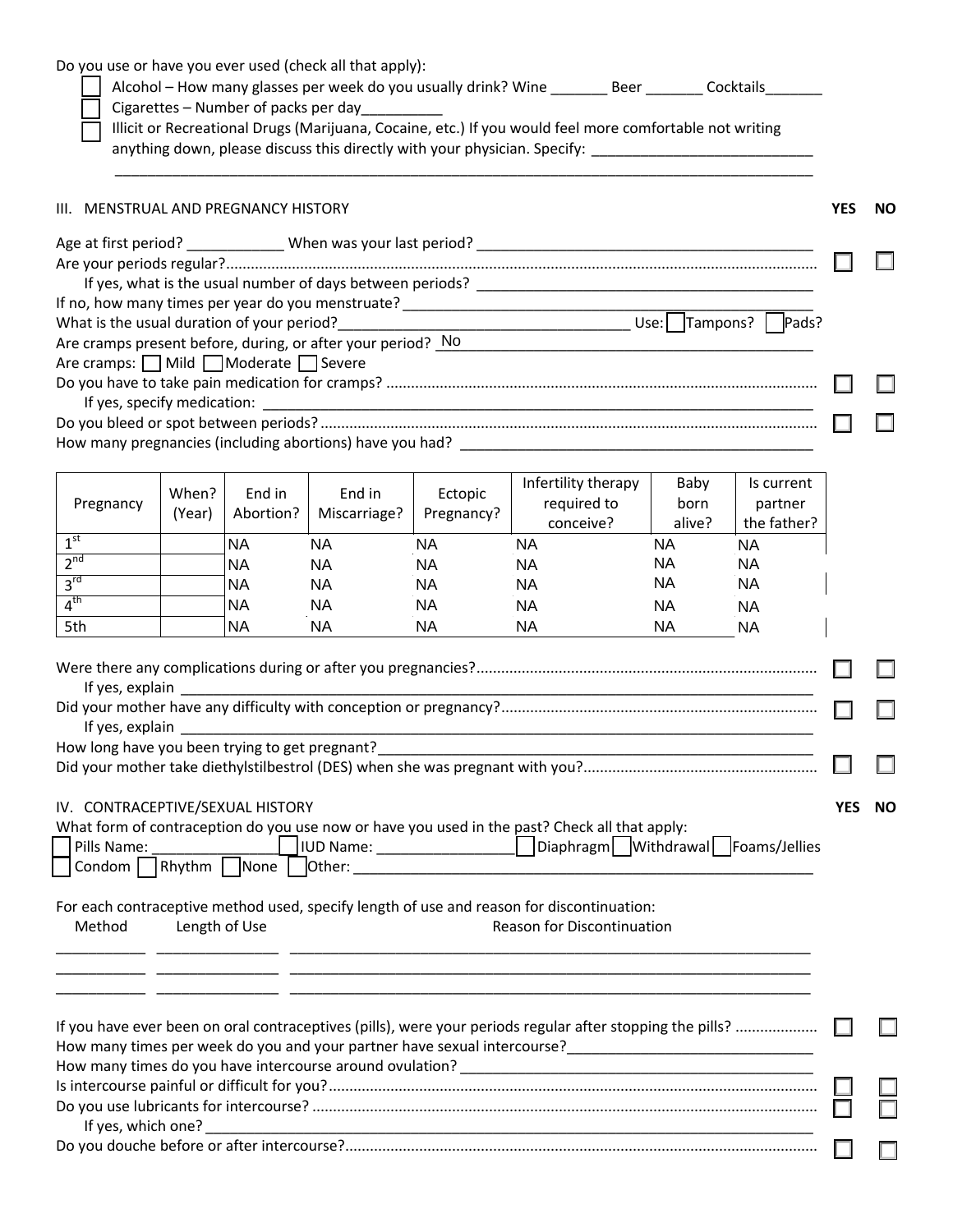Do you use or have you ever used (check all that apply):

- ☐ Alcohol – How many glasses per week do you usually drink? Wine _______ Beer _______ Cocktails_______
- ☐ Cigarettes – Number of packs per day__________
- ☐ Illicit or Recreational Drugs (Marijuana, Cocaine, etc.) If you would feel more comfortable not writing anything down, please discuss this directly with your physician. Specify: ___________________________

______________________________________________________________________________________

## III. MENSTRUAL AND PREGNANCY HISTORY

| | YES | NO |
|---|---|---|
| Age at first period? ____________ When was your last period? __________________________________________ | | |
| Are your periods regular? | ☐ | ☐ |
| If yes, what is the usual number of days between periods? ___________________________________________ | | |
| If no, how many times per year do you menstruate? ___________________________________________________ | | |
| What is the usual duration of your period? ____________________________________ Use: ☐ Tampons? ☐ Pads? | | |
| Are cramps present before, during, or after your period? No | | |
| Are cramps: ☐ Mild ☐ Moderate ☐ Severe | | |
| Do you have to take pain medication for cramps? | ☐ | ☐ |
| If yes, specify medication: _________________________________________________________________________ | | |
| Do you bleed or spot between periods? | ☐ | ☐ |
| How many pregnancies (including abortions) have you had? ____________________________________________ | | |

| Pregnancy | When? (Year) | End in Abortion? | End in Miscarriage? | Ectopic Pregnancy? | Infertility therapy required to conceive? | Baby born alive? | Is current partner the father? |
|---|---|---|---|---|---|---|---|
| 1st | | NA | NA | NA | NA | NA | NA |
| 2nd | | NA | NA | NA | NA | NA | NA |
| 3rd | | NA | NA | NA | NA | NA | NA |
| 4th | | NA | NA | NA | NA | NA | NA |
| 5th | | NA | NA | NA | NA | NA | NA |

| | YES | NO |
|---|---|---|
| Were there any complications during or after you pregnancies? | ☐ | ☐ |
| If yes, explain ______________________________________________________________________________ | | |
| Did your mother have any difficulty with conception or pregnancy? | ☐ | ☐ |
| If yes, explain ______________________________________________________________________________ | | |
| How long have you been trying to get pregnant? _______________________________________________ | | |
| Did your mother take diethylstilbestrol (DES) when she was pregnant with you? | ☐ | ☐ |

## IV. CONTRACEPTIVE/SEXUAL HISTORY

What form of contraception do you use now or have you used in the past? Check all that apply:

☐ Pills Name: ________________ ☐ IUD Name: _________________ ☐ Diaphragm ☐ Withdrawal ☐ Foams/Jellies

☐ Condom ☐ Rhythm ☐ None ☐ Other: _________________________________________________________

For each contraceptive method used, specify length of use and reason for discontinuation:

| Method | Length of Use | Reason for Discontinuation |
|---|---|---|
| ___________ | _______________ | ______________________________________________________________ |
| ___________ | _______________ | ______________________________________________________________ |
| ___________ | _______________ | ______________________________________________________________ |

| | YES | NO |
|---|---|---|
| If you have ever been on oral contraceptives (pills), were your periods regular after stopping the pills? | ☐ | ☐ |
| How many times per week do you and your partner have sexual intercourse? ______________________________ | | |
| How many times do you have intercourse around ovulation? ______________________________________________ | | |
| Is intercourse painful or difficult for you? | ☐ | ☐ |
| Do you use lubricants for intercourse? | ☐ | ☐ |
| If yes, which one? ___________________________________________________________________________ | | |
| Do you douche before or after intercourse? | ☐ | ☐ |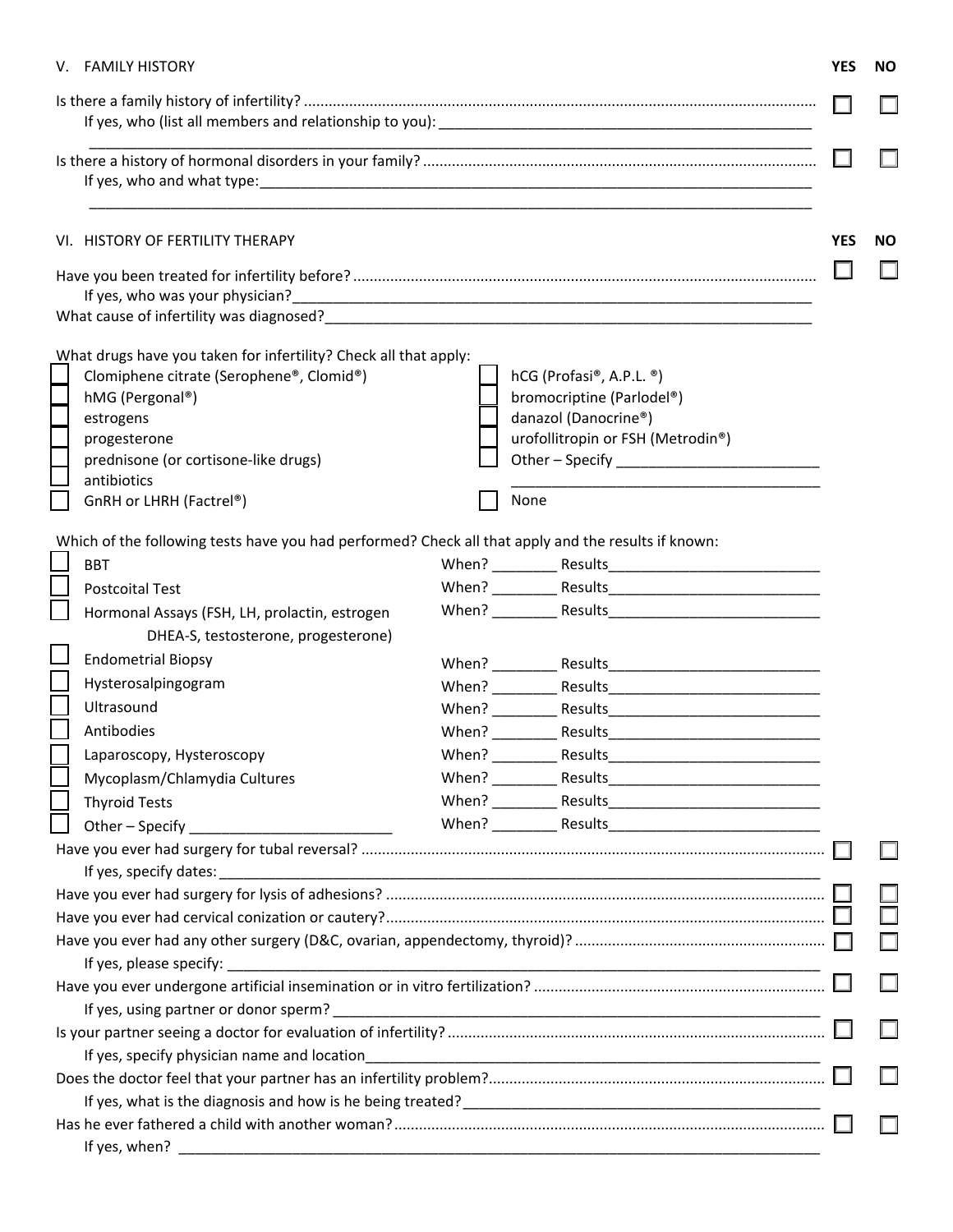## V. FAMILY HISTORY

| | YES | NO |
|---|---|---|
| Is there a family history of infertility? | ☐ | ☐ |
| If yes, who (list all members and relationship to you): ______________________________ | | |
| Is there a history of hormonal disorders in your family? | ☐ | ☐ |
| If yes, who and what type: ______________________________ | | |

## VI. HISTORY OF FERTILITY THERAPY

| | YES | NO |
|---|---|---|
| Have you been treated for infertility before? | ☐ | ☐ |
| If yes, who was your physician? ______________________________ | | |
| What cause of infertility was diagnosed? ______________________________ | | |

What drugs have you taken for infertility? Check all that apply:

- ☐ Clomiphene citrate (Serophene®, Clomid®)
- ☐ hMG (Pergonal®)
- ☐ estrogens
- ☐ progesterone
- ☐ prednisone (or cortisone-like drugs)
- ☐ antibiotics
- ☐ GnRH or LHRH (Factrel®)
- ☐ hCG (Profasi®, A.P.L. ®)
- ☐ bromocriptine (Parlodel®)
- ☐ danazol (Danocrine®)
- ☐ urofollitropin or FSH (Metrodin®)
- ☐ Other – Specify ______________________________
- ☐ None

Which of the following tests have you had performed? Check all that apply and the results if known:

| Test | When? | Results |
|---|---|---|
| ☐ BBT | ________ | ______________________ |
| ☐ Postcoital Test | ________ | ______________________ |
| ☐ Hormonal Assays (FSH, LH, prolactin, estrogen DHEA-S, testosterone, progesterone) | ________ | ______________________ |
| ☐ Endometrial Biopsy | ________ | ______________________ |
| ☐ Hysterosalpingogram | ________ | ______________________ |
| ☐ Ultrasound | ________ | ______________________ |
| ☐ Antibodies | ________ | ______________________ |
| ☐ Laparoscopy, Hysteroscopy | ________ | ______________________ |
| ☐ Mycoplasm/Chlamydia Cultures | ________ | ______________________ |
| ☐ Thyroid Tests | ________ | ______________________ |
| ☐ Other – Specify ______________ | ________ | ______________________ |

| | YES | NO |
|---|---|---|
| Have you ever had surgery for tubal reversal? | ☐ | ☐ |
| If yes, specify dates: ______________________________ | | |
| Have you ever had surgery for lysis of adhesions? | ☐ | ☐ |
| Have you ever had cervical conization or cautery? | ☐ | ☐ |
| Have you ever had any other surgery (D&C, ovarian, appendectomy, thyroid)? | ☐ | ☐ |
| If yes, please specify: ______________________________ | | |
| Have you ever undergone artificial insemination or in vitro fertilization? | ☐ | ☐ |
| If yes, using partner or donor sperm? ______________________________ | | |
| Is your partner seeing a doctor for evaluation of infertility? | ☐ | ☐ |
| If yes, specify physician name and location ______________________________ | | |
| Does the doctor feel that your partner has an infertility problem? | ☐ | ☐ |
| If yes, what is the diagnosis and how is he being treated? ______________________________ | | |
| Has he ever fathered a child with another woman? | ☐ | ☐ |
| If yes, when? ______________________________ | | |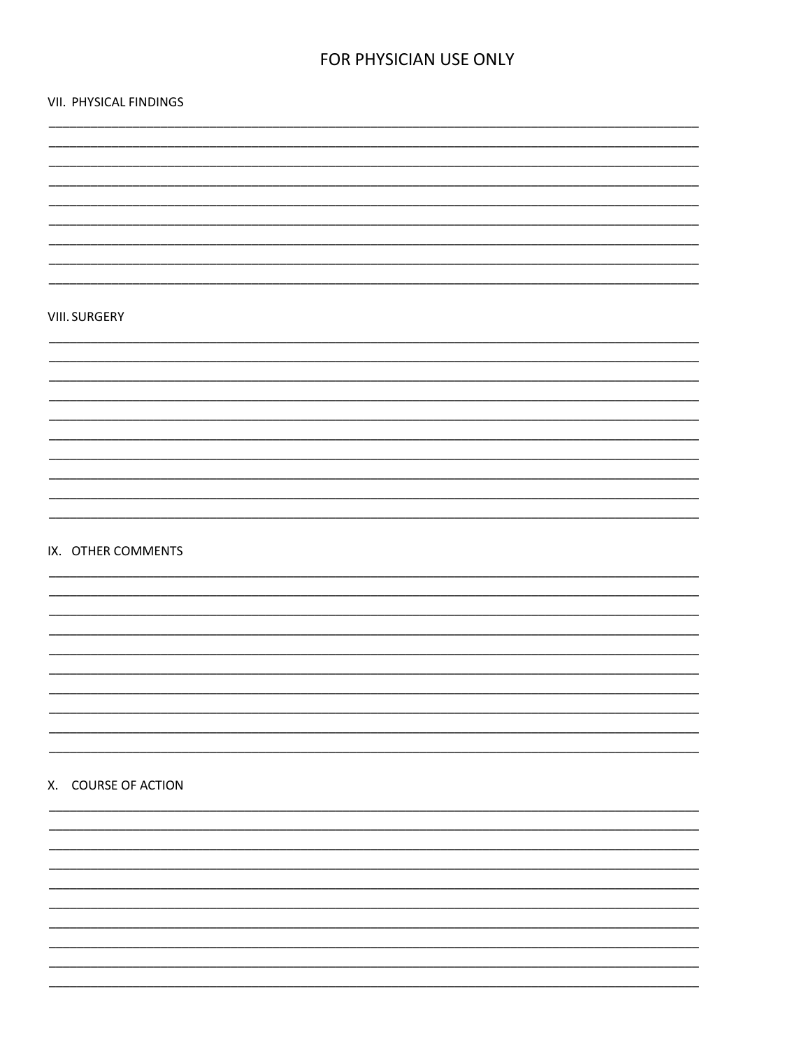# FOR PHYSICIAN USE ONLY

## VII. PHYSICAL FINDINGS

## VIII. SURGERY

## IX. OTHER COMMENTS

## X. COURSE OF ACTION